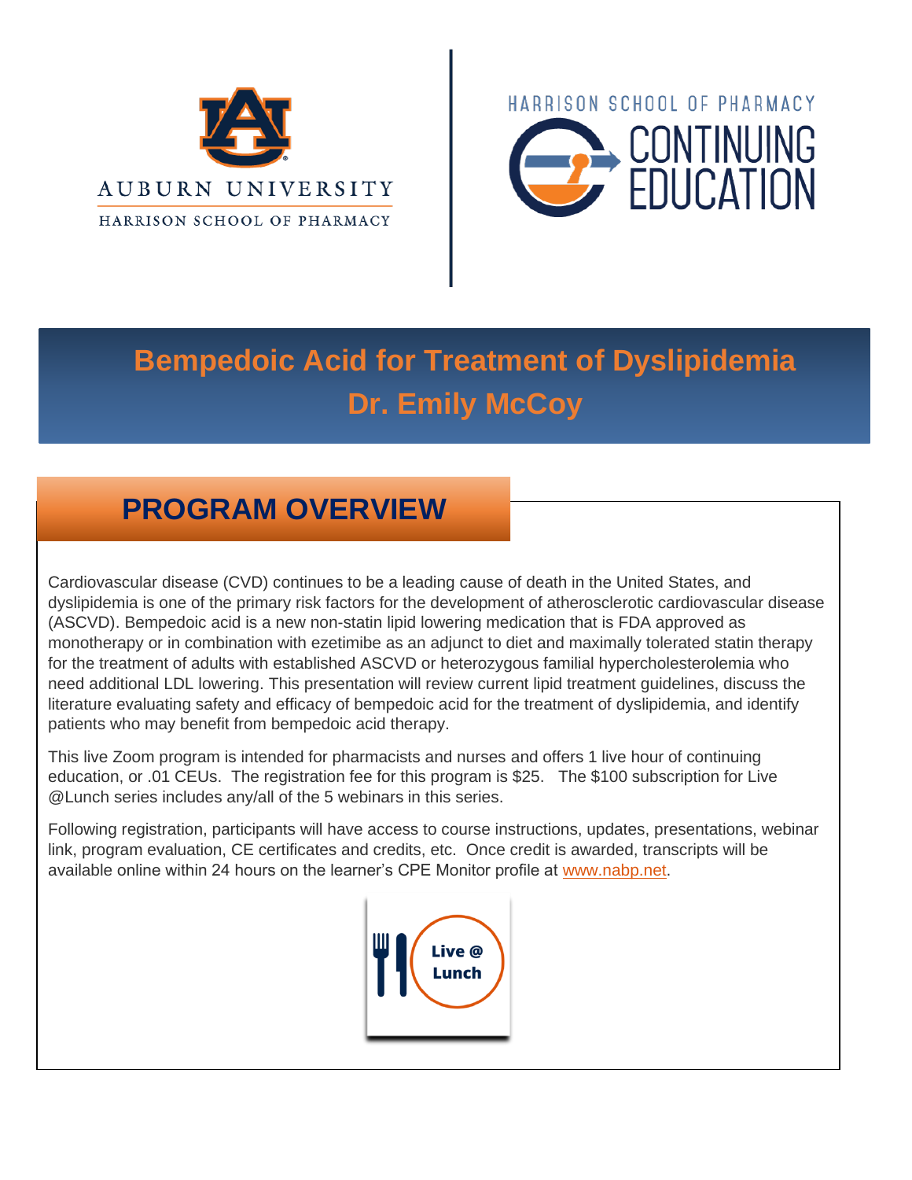AUBURN UNIVERSITY

HARRISON SCHOOL OF PHARMACY

HARRISON SCHOOL OF PHARMACY CONTINUING EDUCATION

# Bempedoic Acid for Treatment of Dyslipidemia
## Dr. Emily McCoy

## PROGRAM OVERVIEW

Cardiovascular disease (CVD) continues to be a leading cause of death in the United States, and dyslipidemia is one of the primary risk factors for the development of atherosclerotic cardiovascular disease (ASCVD). Bempedoic acid is a new non-statin lipid lowering medication that is FDA approved as monotherapy or in combination with ezetimibe as an adjunct to diet and maximally tolerated statin therapy for the treatment of adults with established ASCVD or heterozygous familial hypercholesterolemia who need additional LDL lowering. This presentation will review current lipid treatment guidelines, discuss the literature evaluating safety and efficacy of bempedoic acid for the treatment of dyslipidemia, and identify patients who may benefit from bempedoic acid therapy.

This live Zoom program is intended for pharmacists and nurses and offers 1 live hour of continuing education, or .01 CEUs. The registration fee for this program is $25. The $100 subscription for Live @Lunch series includes any/all of the 5 webinars in this series.

Following registration, participants will have access to course instructions, updates, presentations, webinar link, program evaluation, CE certificates and credits, etc. Once credit is awarded, transcripts will be available online within 24 hours on the learner's CPE Monitor profile at www.nabp.net.

Live @ Lunch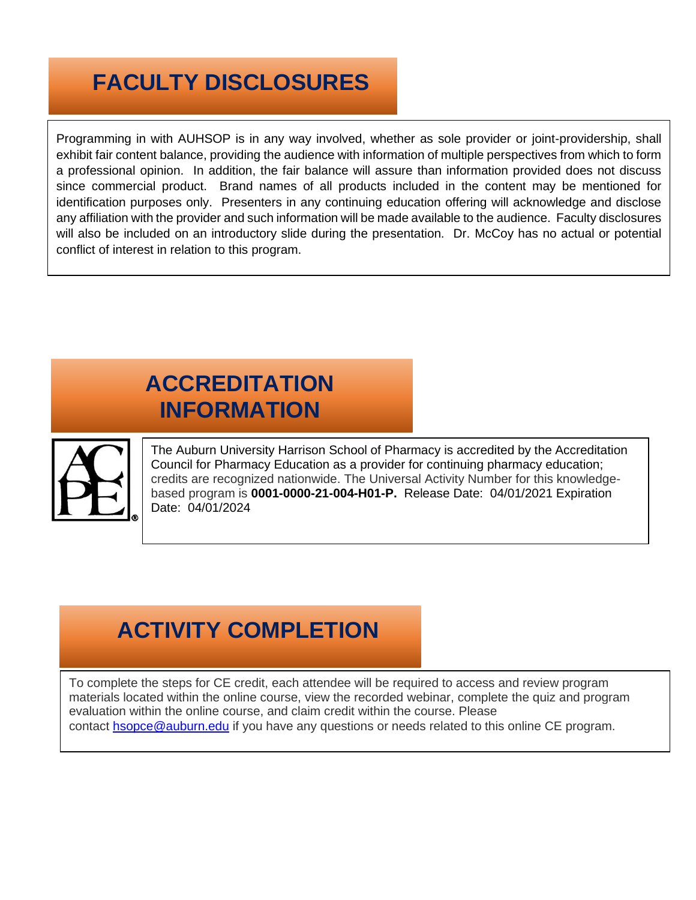## FACULTY DISCLOSURES

Programming in with AUHSOP is in any way involved, whether as sole provider or joint-providership, shall exhibit fair content balance, providing the audience with information of multiple perspectives from which to form a professional opinion. In addition, the fair balance will assure than information provided does not discuss since commercial product. Brand names of all products included in the content may be mentioned for identification purposes only. Presenters in any continuing education offering will acknowledge and disclose any affiliation with the provider and such information will be made available to the audience. Faculty disclosures will also be included on an introductory slide during the presentation. Dr. McCoy has no actual or potential conflict of interest in relation to this program.

## ACCREDITATION INFORMATION

The Auburn University Harrison School of Pharmacy is accredited by the Accreditation Council for Pharmacy Education as a provider for continuing pharmacy education; credits are recognized nationwide. The Universal Activity Number for this knowledge-based program is **0001-0000-21-004-H01-P.** Release Date: 04/01/2021 Expiration Date: 04/01/2024

## ACTIVITY COMPLETION

To complete the steps for CE credit, each attendee will be required to access and review program materials located within the online course, view the recorded webinar, complete the quiz and program evaluation within the online course, and claim credit within the course. Please contact hsopce@auburn.edu if you have any questions or needs related to this online CE program.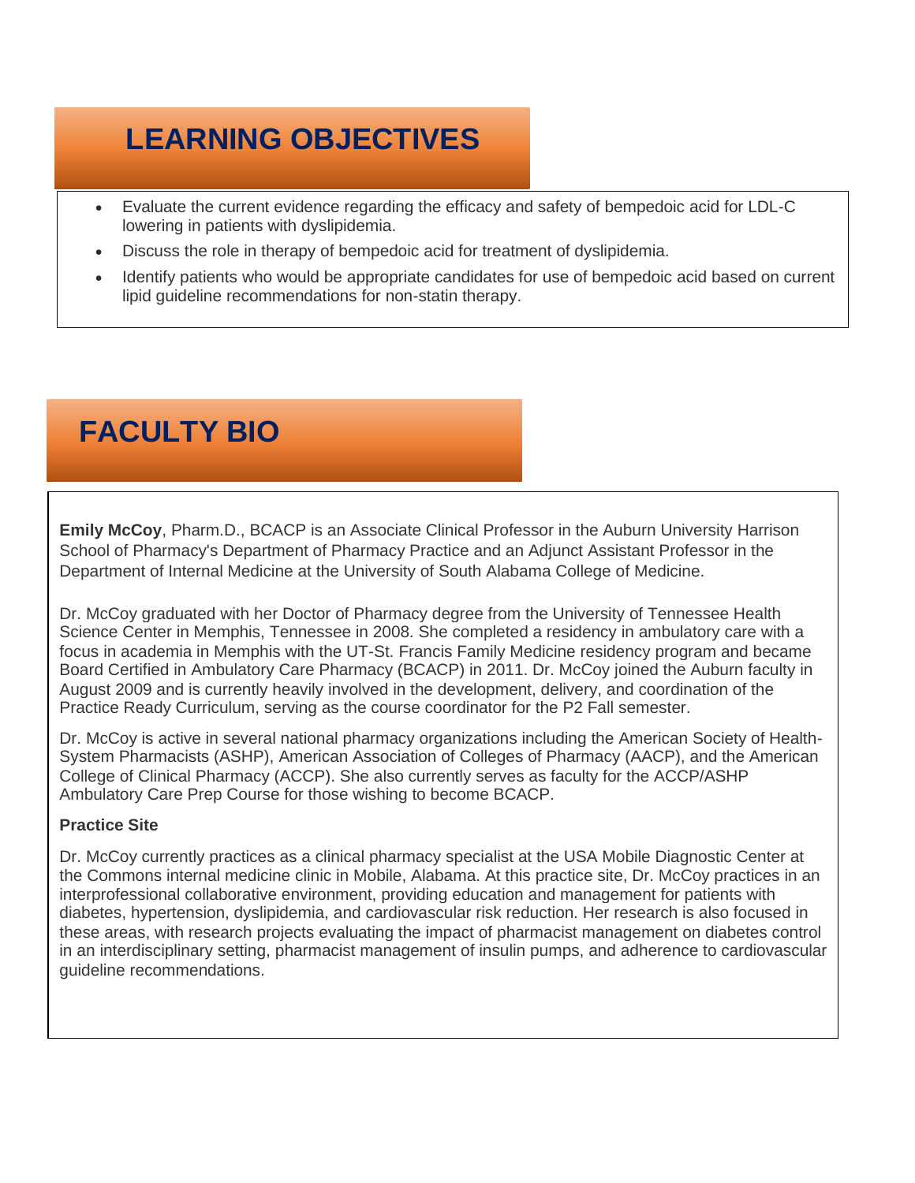## LEARNING OBJECTIVES

- Evaluate the current evidence regarding the efficacy and safety of bempedoic acid for LDL-C lowering in patients with dyslipidemia.
- Discuss the role in therapy of bempedoic acid for treatment of dyslipidemia.
- Identify patients who would be appropriate candidates for use of bempedoic acid based on current lipid guideline recommendations for non-statin therapy.

## FACULTY BIO

**Emily McCoy**, Pharm.D., BCACP is an Associate Clinical Professor in the Auburn University Harrison School of Pharmacy's Department of Pharmacy Practice and an Adjunct Assistant Professor in the Department of Internal Medicine at the University of South Alabama College of Medicine.

Dr. McCoy graduated with her Doctor of Pharmacy degree from the University of Tennessee Health Science Center in Memphis, Tennessee in 2008. She completed a residency in ambulatory care with a focus in academia in Memphis with the UT-St. Francis Family Medicine residency program and became Board Certified in Ambulatory Care Pharmacy (BCACP) in 2011. Dr. McCoy joined the Auburn faculty in August 2009 and is currently heavily involved in the development, delivery, and coordination of the Practice Ready Curriculum, serving as the course coordinator for the P2 Fall semester.

Dr. McCoy is active in several national pharmacy organizations including the American Society of Health-System Pharmacists (ASHP), American Association of Colleges of Pharmacy (AACP), and the American College of Clinical Pharmacy (ACCP). She also currently serves as faculty for the ACCP/ASHP Ambulatory Care Prep Course for those wishing to become BCACP.

**Practice Site**

Dr. McCoy currently practices as a clinical pharmacy specialist at the USA Mobile Diagnostic Center at the Commons internal medicine clinic in Mobile, Alabama. At this practice site, Dr. McCoy practices in an interprofessional collaborative environment, providing education and management for patients with diabetes, hypertension, dyslipidemia, and cardiovascular risk reduction. Her research is also focused in these areas, with research projects evaluating the impact of pharmacist management on diabetes control in an interdisciplinary setting, pharmacist management of insulin pumps, and adherence to cardiovascular guideline recommendations.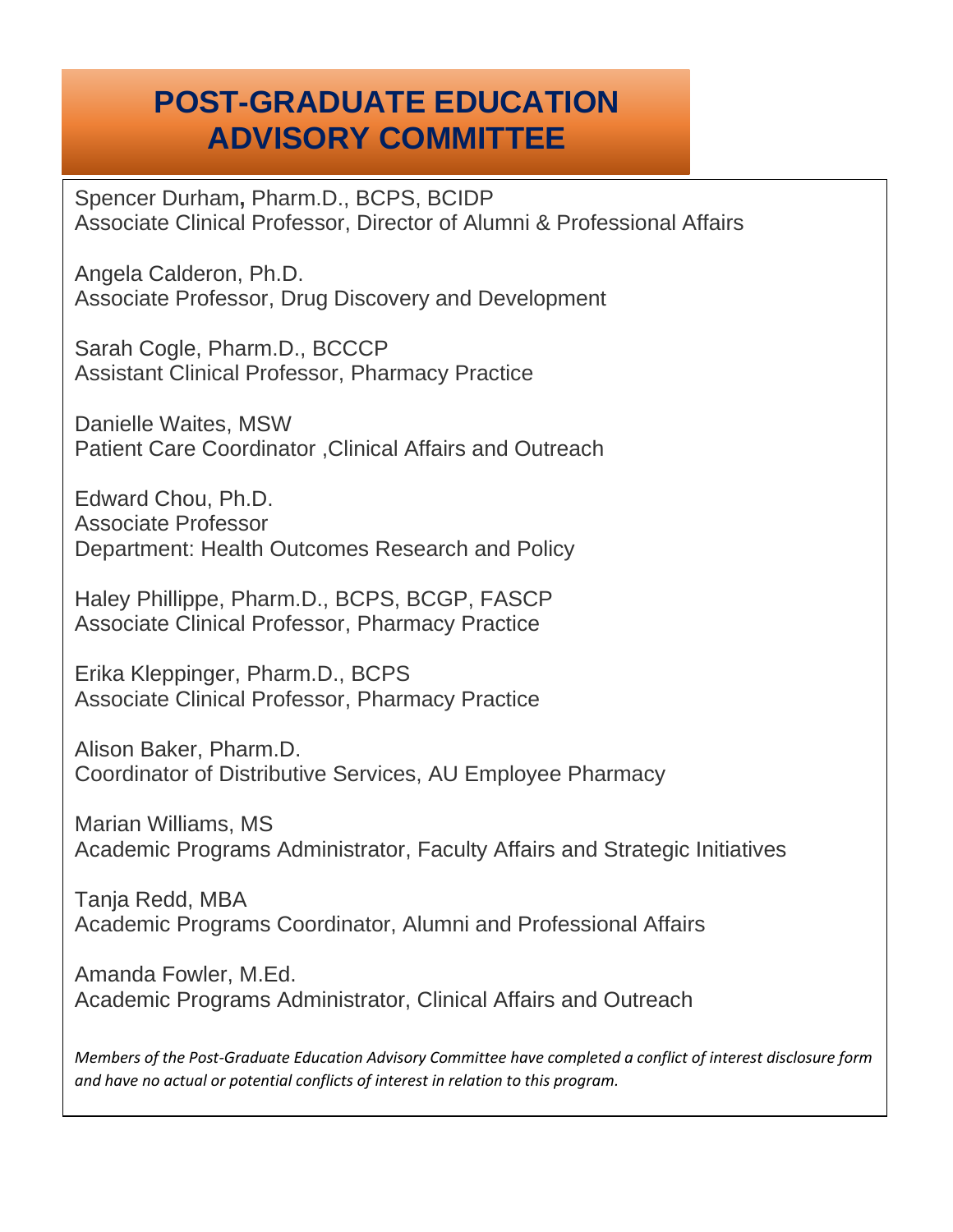# POST-GRADUATE EDUCATION ADVISORY COMMITTEE

Spencer Durham**,** Pharm.D., BCPS, BCIDP
Associate Clinical Professor, Director of Alumni & Professional Affairs

Angela Calderon, Ph.D.
Associate Professor, Drug Discovery and Development

Sarah Cogle, Pharm.D., BCCCP
Assistant Clinical Professor, Pharmacy Practice

Danielle Waites, MSW
Patient Care Coordinator ,Clinical Affairs and Outreach

Edward Chou, Ph.D.
Associate Professor
Department: Health Outcomes Research and Policy

Haley Phillippe, Pharm.D., BCPS, BCGP, FASCP
Associate Clinical Professor, Pharmacy Practice

Erika Kleppinger, Pharm.D., BCPS
Associate Clinical Professor, Pharmacy Practice

Alison Baker, Pharm.D.
Coordinator of Distributive Services, AU Employee Pharmacy

Marian Williams, MS
Academic Programs Administrator, Faculty Affairs and Strategic Initiatives

Tanja Redd, MBA
Academic Programs Coordinator, Alumni and Professional Affairs

Amanda Fowler, M.Ed.
Academic Programs Administrator, Clinical Affairs and Outreach

*Members of the Post-Graduate Education Advisory Committee have completed a conflict of interest disclosure form and have no actual or potential conflicts of interest in relation to this program.*